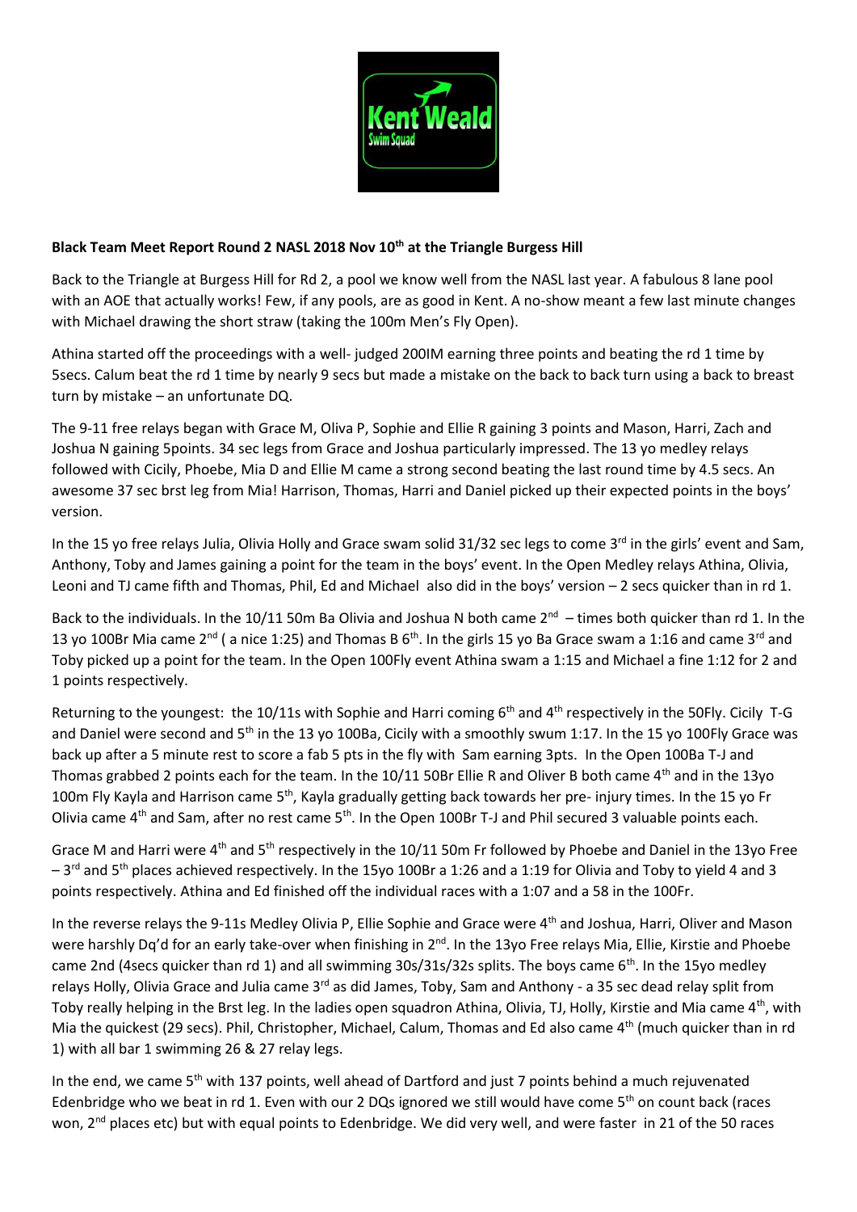**Black Team Meet Report Round 2 NASL 2018 Nov 10th at the Triangle Burgess Hill**

Back to the Triangle at Burgess Hill for Rd 2, a pool we know well from the NASL last year. A fabulous 8 lane pool with an AOE that actually works! Few, if any pools, are as good in Kent. A no-show meant a few last minute changes with Michael drawing the short straw (taking the 100m Men's Fly Open).

Athina started off the proceedings with a well- judged 200IM earning three points and beating the rd 1 time by 5secs. Calum beat the rd 1 time by nearly 9 secs but made a mistake on the back to back turn using a back to breast turn by mistake – an unfortunate DQ.

The 9-11 free relays began with Grace M, Oliva P, Sophie and Ellie R gaining 3 points and Mason, Harri, Zach and Joshua N gaining 5points. 34 sec legs from Grace and Joshua particularly impressed. The 13 yo medley relays followed with Cicily, Phoebe, Mia D and Ellie M came a strong second beating the last round time by 4.5 secs. An awesome 37 sec brst leg from Mia! Harrison, Thomas, Harri and Daniel picked up their expected points in the boys' version.

In the 15 yo free relays Julia, Olivia Holly and Grace swam solid 31/32 sec legs to come 3rd in the girls' event and Sam, Anthony, Toby and James gaining a point for the team in the boys' event. In the Open Medley relays Athina, Olivia, Leoni and TJ came fifth and Thomas, Phil, Ed and Michael also did in the boys' version – 2 secs quicker than in rd 1.

Back to the individuals. In the 10/11 50m Ba Olivia and Joshua N both came 2nd – times both quicker than rd 1. In the 13 yo 100Br Mia came 2nd ( a nice 1:25) and Thomas B 6th. In the girls 15 yo Ba Grace swam a 1:16 and came 3rd and Toby picked up a point for the team. In the Open 100Fly event Athina swam a 1:15 and Michael a fine 1:12 for 2 and 1 points respectively.

Returning to the youngest: the 10/11s with Sophie and Harri coming 6th and 4th respectively in the 50Fly. Cicily T-G and Daniel were second and 5th in the 13 yo 100Ba, Cicily with a smoothly swum 1:17. In the 15 yo 100Fly Grace was back up after a 5 minute rest to score a fab 5 pts in the fly with Sam earning 3pts. In the Open 100Ba T-J and Thomas grabbed 2 points each for the team. In the 10/11 50Br Ellie R and Oliver B both came 4th and in the 13yo 100m Fly Kayla and Harrison came 5th, Kayla gradually getting back towards her pre- injury times. In the 15 yo Fr Olivia came 4th and Sam, after no rest came 5th. In the Open 100Br T-J and Phil secured 3 valuable points each.

Grace M and Harri were 4th and 5th respectively in the 10/11 50m Fr followed by Phoebe and Daniel in the 13yo Free – 3rd and 5th places achieved respectively. In the 15yo 100Br a 1:26 and a 1:19 for Olivia and Toby to yield 4 and 3 points respectively. Athina and Ed finished off the individual races with a 1:07 and a 58 in the 100Fr.

In the reverse relays the 9-11s Medley Olivia P, Ellie Sophie and Grace were 4th and Joshua, Harri, Oliver and Mason were harshly Dq'd for an early take-over when finishing in 2nd. In the 13yo Free relays Mia, Ellie, Kirstie and Phoebe came 2nd (4secs quicker than rd 1) and all swimming 30s/31s/32s splits. The boys came 6th. In the 15yo medley relays Holly, Olivia Grace and Julia came 3rd as did James, Toby, Sam and Anthony - a 35 sec dead relay split from Toby really helping in the Brst leg. In the ladies open squadron Athina, Olivia, TJ, Holly, Kirstie and Mia came 4th, with Mia the quickest (29 secs). Phil, Christopher, Michael, Calum, Thomas and Ed also came 4th (much quicker than in rd 1) with all bar 1 swimming 26 & 27 relay legs.

In the end, we came 5th with 137 points, well ahead of Dartford and just 7 points behind a much rejuvenated Edenbridge who we beat in rd 1. Even with our 2 DQs ignored we still would have come 5th on count back (races won, 2nd places etc) but with equal points to Edenbridge. We did very well, and were faster in 21 of the 50 races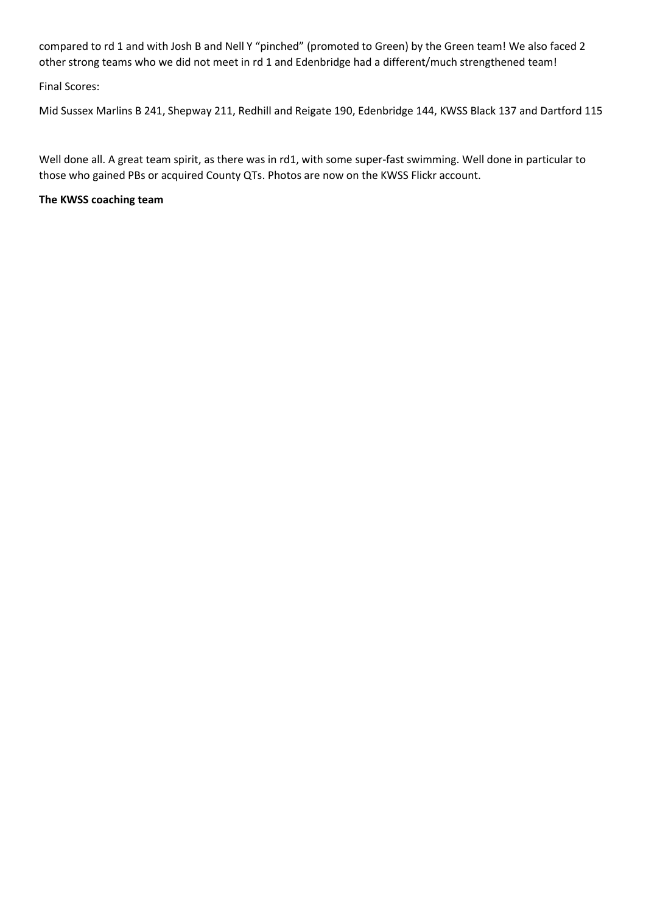compared to rd 1 and with Josh B and Nell Y “pinched” (promoted to Green) by the Green team! We also faced 2 other strong teams who we did not meet in rd 1 and Edenbridge had a different/much strengthened team!

Final Scores:

Mid Sussex Marlins B 241, Shepway 211, Redhill and Reigate 190, Edenbridge 144, KWSS Black 137 and Dartford 115

Well done all. A great team spirit, as there was in rd1, with some super-fast swimming. Well done in particular to those who gained PBs or acquired County QTs. Photos are now on the KWSS Flickr account.

**The KWSS coaching team**